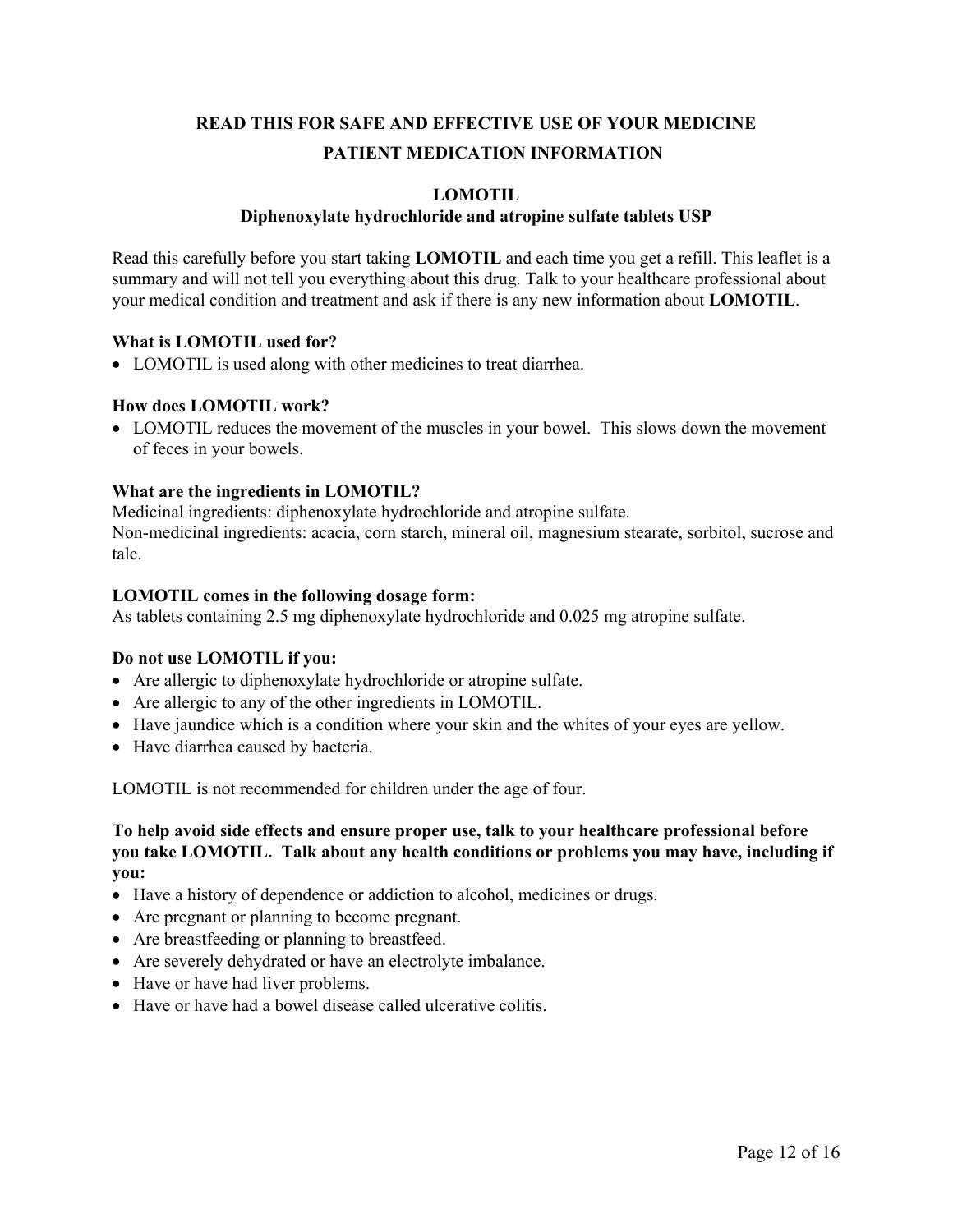**READ THIS FOR SAFE AND EFFECTIVE USE OF YOUR MEDICINE**

**PATIENT MEDICATION INFORMATION**

**LOMOTIL**

**Diphenoxylate hydrochloride and atropine sulfate tablets USP**

Read this carefully before you start taking **LOMOTIL** and each time you get a refill. This leaflet is a summary and will not tell you everything about this drug. Talk to your healthcare professional about your medical condition and treatment and ask if there is any new information about **LOMOTIL**.

**What is LOMOTIL used for?**

- LOMOTIL is used along with other medicines to treat diarrhea.

**How does LOMOTIL work?**

- LOMOTIL reduces the movement of the muscles in your bowel. This slows down the movement of feces in your bowels.

**What are the ingredients in LOMOTIL?**

Medicinal ingredients: diphenoxylate hydrochloride and atropine sulfate.
Non-medicinal ingredients: acacia, corn starch, mineral oil, magnesium stearate, sorbitol, sucrose and talc.

**LOMOTIL comes in the following dosage form:**

As tablets containing 2.5 mg diphenoxylate hydrochloride and 0.025 mg atropine sulfate.

**Do not use LOMOTIL if you:**

- Are allergic to diphenoxylate hydrochloride or atropine sulfate.
- Are allergic to any of the other ingredients in LOMOTIL.
- Have jaundice which is a condition where your skin and the whites of your eyes are yellow.
- Have diarrhea caused by bacteria.

LOMOTIL is not recommended for children under the age of four.

**To help avoid side effects and ensure proper use, talk to your healthcare professional before you take LOMOTIL. Talk about any health conditions or problems you may have, including if you:**

- Have a history of dependence or addiction to alcohol, medicines or drugs.
- Are pregnant or planning to become pregnant.
- Are breastfeeding or planning to breastfeed.
- Are severely dehydrated or have an electrolyte imbalance.
- Have or have had liver problems.
- Have or have had a bowel disease called ulcerative colitis.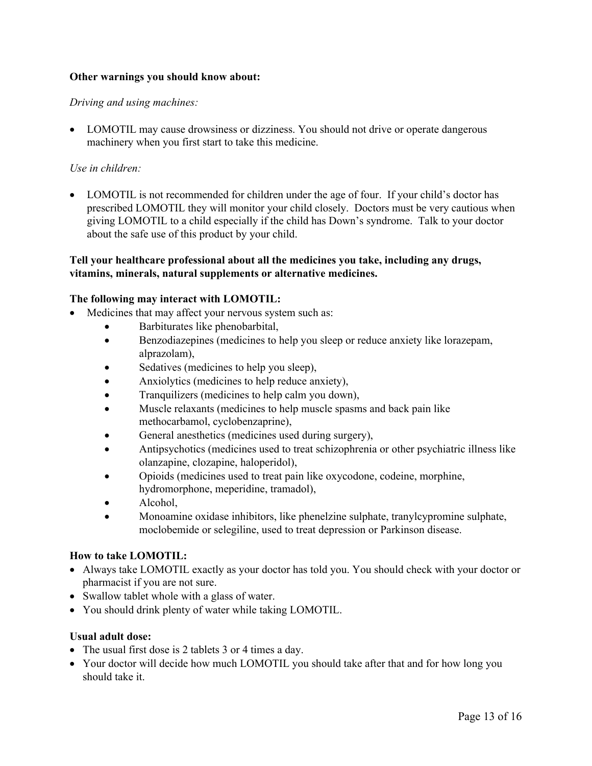**Other warnings you should know about:**

*Driving and using machines:*

- LOMOTIL may cause drowsiness or dizziness. You should not drive or operate dangerous machinery when you first start to take this medicine.

*Use in children:*

- LOMOTIL is not recommended for children under the age of four. If your child's doctor has prescribed LOMOTIL they will monitor your child closely. Doctors must be very cautious when giving LOMOTIL to a child especially if the child has Down's syndrome. Talk to your doctor about the safe use of this product by your child.

**Tell your healthcare professional about all the medicines you take, including any drugs, vitamins, minerals, natural supplements or alternative medicines.**

**The following may interact with LOMOTIL:**

- Medicines that may affect your nervous system such as:
  - Barbiturates like phenobarbital,
  - Benzodiazepines (medicines to help you sleep or reduce anxiety like lorazepam, alprazolam),
  - Sedatives (medicines to help you sleep),
  - Anxiolytics (medicines to help reduce anxiety),
  - Tranquilizers (medicines to help calm you down),
  - Muscle relaxants (medicines to help muscle spasms and back pain like methocarbamol, cyclobenzaprine),
  - General anesthetics (medicines used during surgery),
  - Antipsychotics (medicines used to treat schizophrenia or other psychiatric illness like olanzapine, clozapine, haloperidol),
  - Opioids (medicines used to treat pain like oxycodone, codeine, morphine, hydromorphone, meperidine, tramadol),
  - Alcohol,
  - Monoamine oxidase inhibitors, like phenelzine sulphate, tranylcypromine sulphate, moclobemide or selegiline, used to treat depression or Parkinson disease.

**How to take LOMOTIL:**

- Always take LOMOTIL exactly as your doctor has told you. You should check with your doctor or pharmacist if you are not sure.
- Swallow tablet whole with a glass of water.
- You should drink plenty of water while taking LOMOTIL.

**Usual adult dose:**

- The usual first dose is 2 tablets 3 or 4 times a day.
- Your doctor will decide how much LOMOTIL you should take after that and for how long you should take it.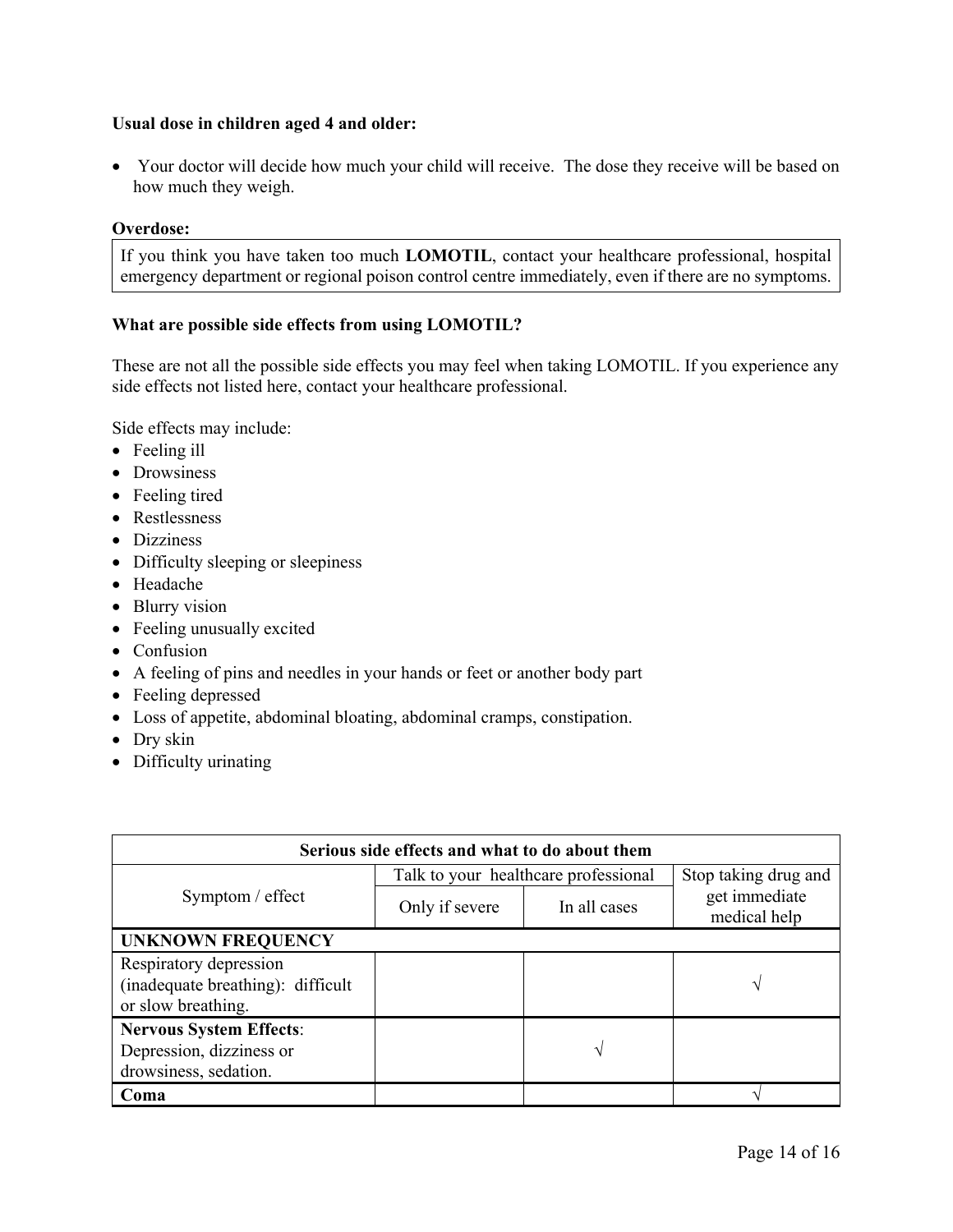**Usual dose in children aged 4 and older:**

- Your doctor will decide how much your child will receive. The dose they receive will be based on how much they weigh.

**Overdose:**

If you think you have taken too much **LOMOTIL**, contact your healthcare professional, hospital emergency department or regional poison control centre immediately, even if there are no symptoms.

**What are possible side effects from using LOMOTIL?**

These are not all the possible side effects you may feel when taking LOMOTIL. If you experience any side effects not listed here, contact your healthcare professional.

Side effects may include:

- Feeling ill
- Drowsiness
- Feeling tired
- Restlessness
- Dizziness
- Difficulty sleeping or sleepiness
- Headache
- Blurry vision
- Feeling unusually excited
- Confusion
- A feeling of pins and needles in your hands or feet or another body part
- Feeling depressed
- Loss of appetite, abdominal bloating, abdominal cramps, constipation.
- Dry skin
- Difficulty urinating

| Serious side effects and what to do about them | | | |
|---|---|---|---|
| Symptom / effect | Talk to your healthcare professional | | Stop taking drug and get immediate medical help |
| | Only if severe | In all cases | |
| **UNKNOWN FREQUENCY** | | | |
| Respiratory depression (inadequate breathing): difficult or slow breathing. | | | √ |
| **Nervous System Effects**: Depression, dizziness or drowsiness, sedation. | | √ | |
| **Coma** | | | √ |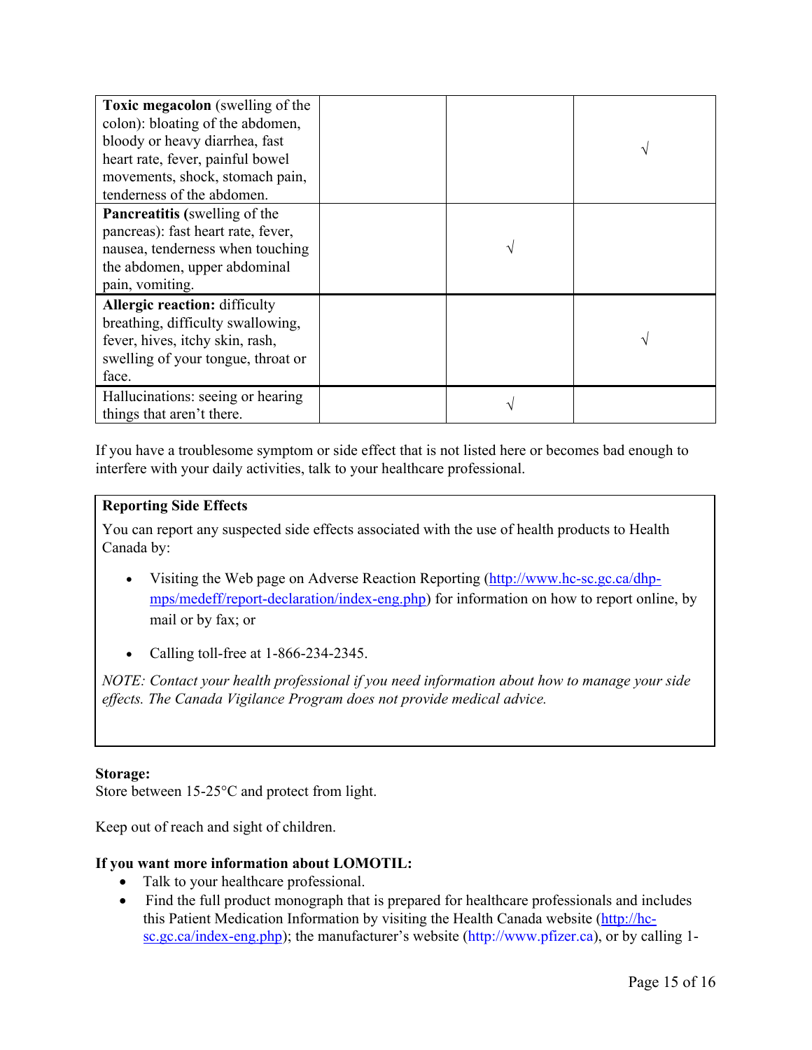| | | | |
|---|---|---|---|
| **Toxic megacolon** (swelling of the colon): bloating of the abdomen, bloody or heavy diarrhea, fast heart rate, fever, painful bowel movements, shock, stomach pain, tenderness of the abdomen. | | | √ |
| **Pancreatitis** (swelling of the pancreas): fast heart rate, fever, nausea, tenderness when touching the abdomen, upper abdominal pain, vomiting. | | √ | |
| **Allergic reaction:** difficulty breathing, difficulty swallowing, fever, hives, itchy skin, rash, swelling of your tongue, throat or face. | | | √ |
| Hallucinations: seeing or hearing things that aren't there. | | √ | |

If you have a troublesome symptom or side effect that is not listed here or becomes bad enough to interfere with your daily activities, talk to your healthcare professional.

**Reporting Side Effects**

You can report any suspected side effects associated with the use of health products to Health Canada by:

- Visiting the Web page on Adverse Reaction Reporting (http://www.hc-sc.gc.ca/dhp-mps/medeff/report-declaration/index-eng.php) for information on how to report online, by mail or by fax; or
- Calling toll-free at 1-866-234-2345.

*NOTE: Contact your health professional if you need information about how to manage your side effects. The Canada Vigilance Program does not provide medical advice.*

**Storage:**
Store between 15-25°C and protect from light.

Keep out of reach and sight of children.

**If you want more information about LOMOTIL:**

- Talk to your healthcare professional.
- Find the full product monograph that is prepared for healthcare professionals and includes this Patient Medication Information by visiting the Health Canada website (http://hc-sc.gc.ca/index-eng.php); the manufacturer's website (http://www.pfizer.ca), or by calling 1-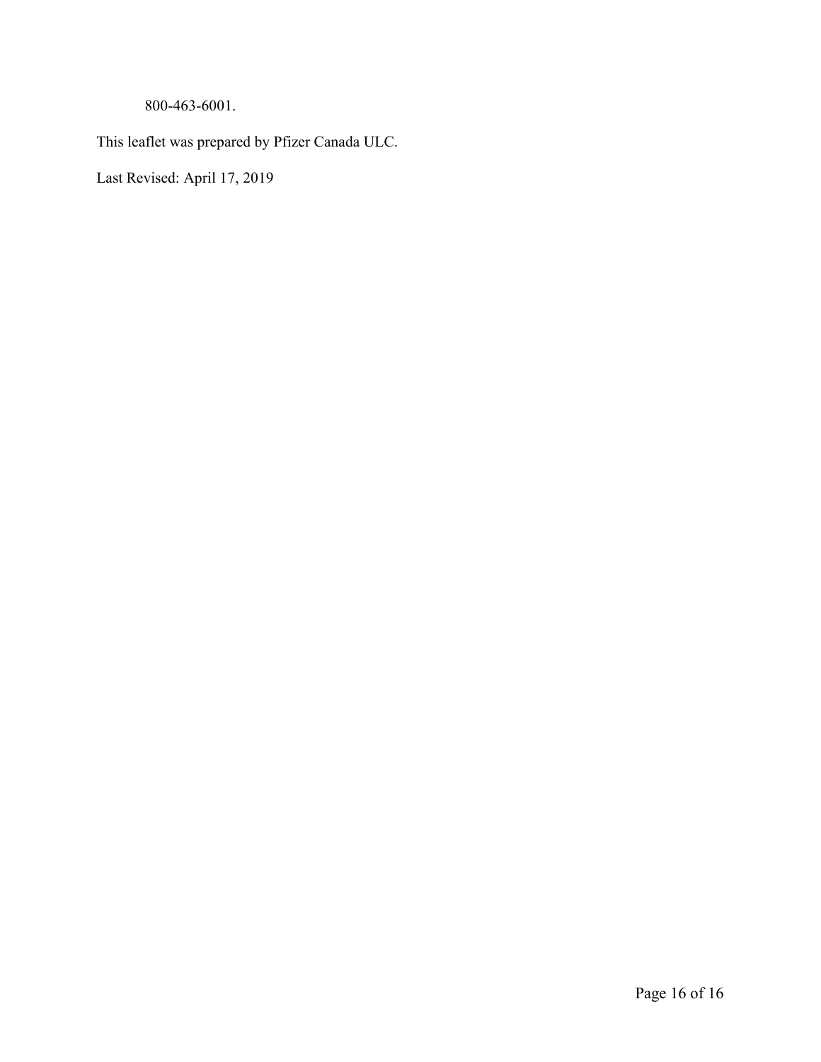800-463-6001.

This leaflet was prepared by Pfizer Canada ULC.

Last Revised: April 17, 2019